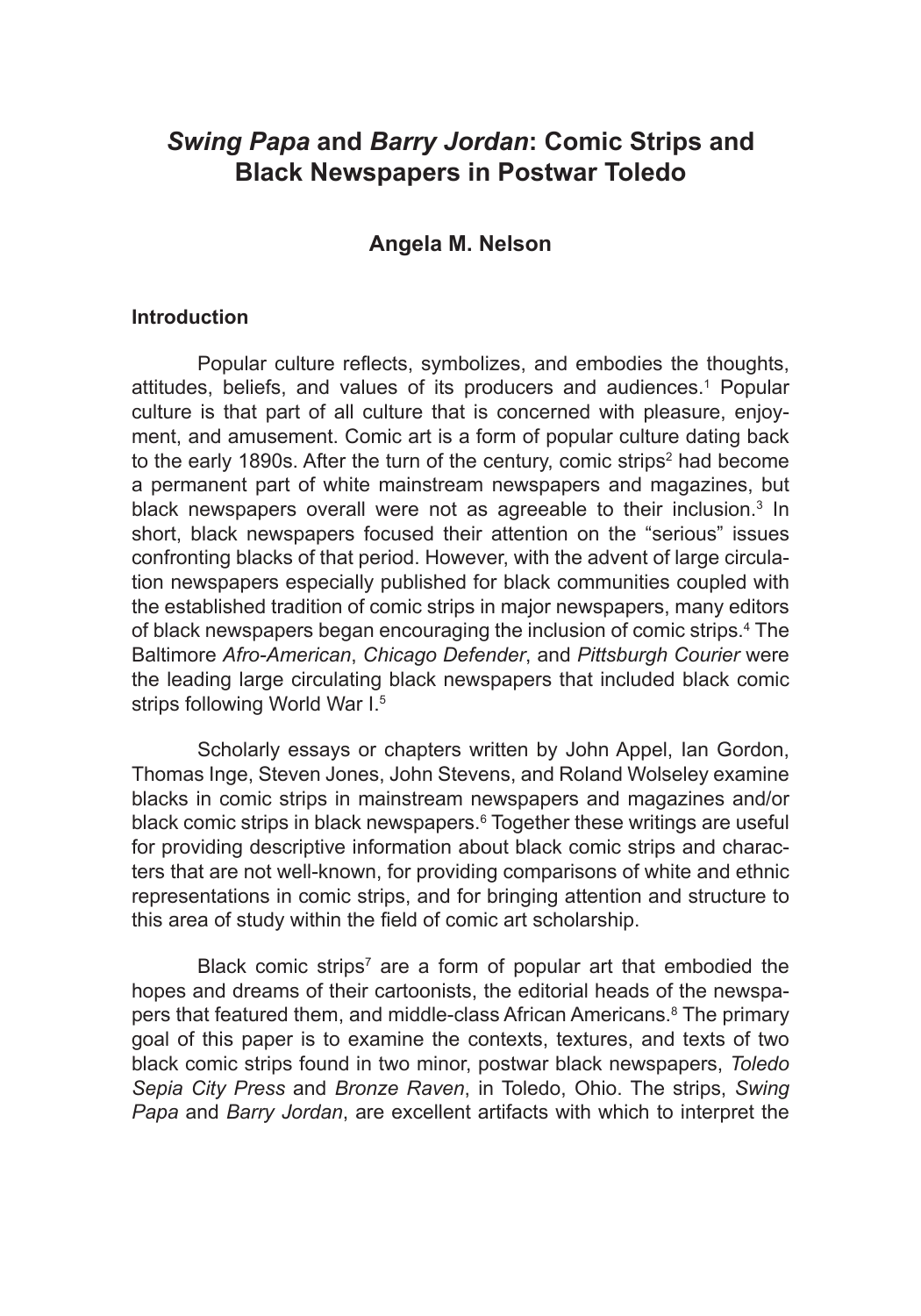# *Swing Papa* and *Barry Jordan*: Comic Strips and Black Newspapers in Postwar Toledo

**Angela M. Nelson**

## Introduction

Popular culture reflects, symbolizes, and embodies the thoughts, attitudes, beliefs, and values of its producers and audiences.[1] Popular culture is that part of all culture that is concerned with pleasure, enjoyment, and amusement. Comic art is a form of popular culture dating back to the early 1890s. After the turn of the century, comic strips[2] had become a permanent part of white mainstream newspapers and magazines, but black newspapers overall were not as agreeable to their inclusion.[3] In short, black newspapers focused their attention on the "serious" issues confronting blacks of that period. However, with the advent of large circulation newspapers especially published for black communities coupled with the established tradition of comic strips in major newspapers, many editors of black newspapers began encouraging the inclusion of comic strips.[4] The Baltimore *Afro-American*, *Chicago Defender*, and *Pittsburgh Courier* were the leading large circulating black newspapers that included black comic strips following World War I.[5]

Scholarly essays or chapters written by John Appel, Ian Gordon, Thomas Inge, Steven Jones, John Stevens, and Roland Wolseley examine blacks in comic strips in mainstream newspapers and magazines and/or black comic strips in black newspapers.[6] Together these writings are useful for providing descriptive information about black comic strips and characters that are not well-known, for providing comparisons of white and ethnic representations in comic strips, and for bringing attention and structure to this area of study within the field of comic art scholarship.

Black comic strips[7] are a form of popular art that embodied the hopes and dreams of their cartoonists, the editorial heads of the newspapers that featured them, and middle-class African Americans.[8] The primary goal of this paper is to examine the contexts, textures, and texts of two black comic strips found in two minor, postwar black newspapers, *Toledo Sepia City Press* and *Bronze Raven*, in Toledo, Ohio. The strips, *Swing Papa* and *Barry Jordan*, are excellent artifacts with which to interpret the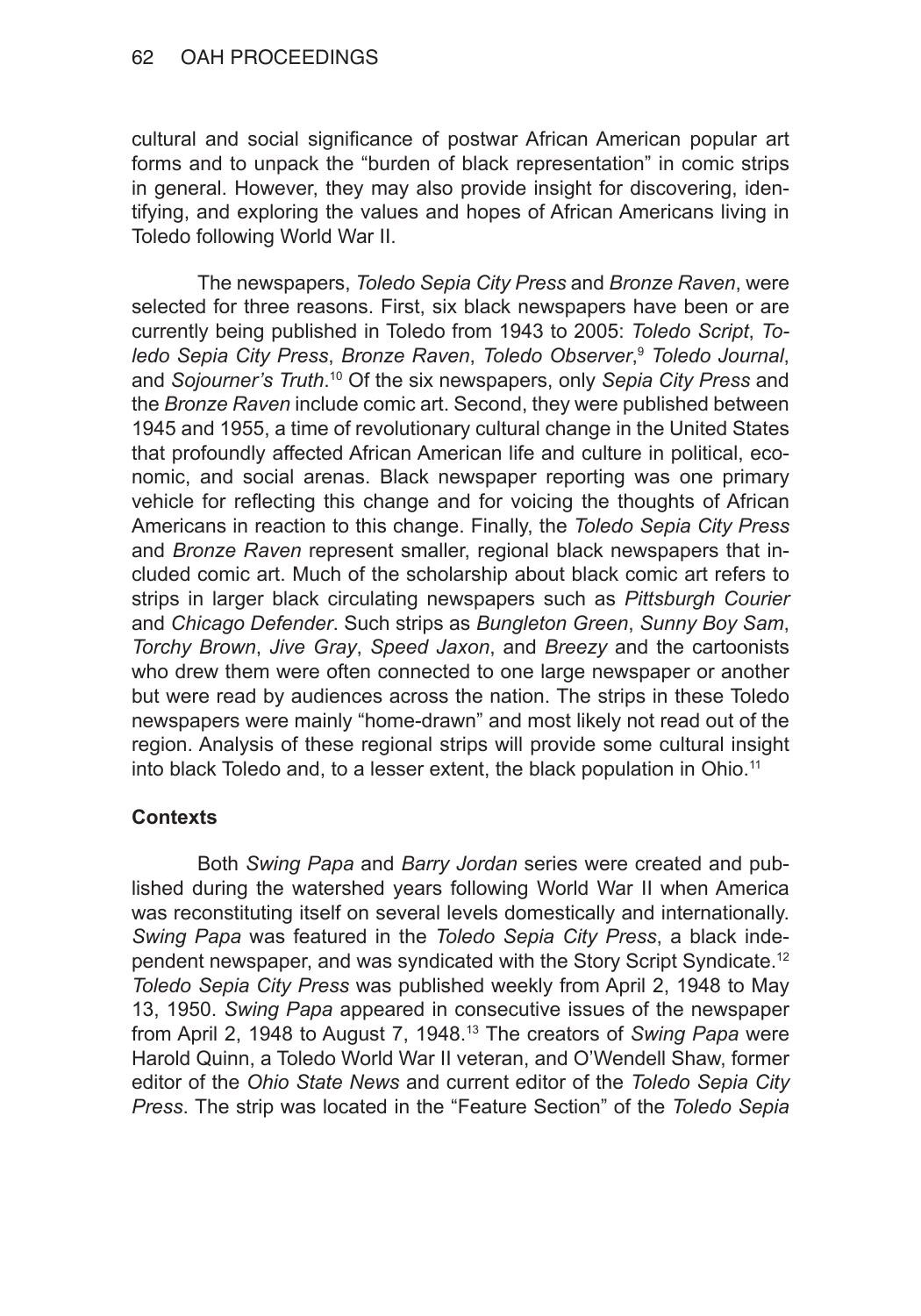cultural and social significance of postwar African American popular art forms and to unpack the "burden of black representation" in comic strips in general. However, they may also provide insight for discovering, identifying, and exploring the values and hopes of African Americans living in Toledo following World War II.

The newspapers, *Toledo Sepia City Press* and *Bronze Raven*, were selected for three reasons. First, six black newspapers have been or are currently being published in Toledo from 1943 to 2005: *Toledo Script*, *Toledo Sepia City Press*, *Bronze Raven*, *Toledo Observer*,[9] *Toledo Journal*, and *Sojourner's Truth*.[10] Of the six newspapers, only *Sepia City Press* and the *Bronze Raven* include comic art. Second, they were published between 1945 and 1955, a time of revolutionary cultural change in the United States that profoundly affected African American life and culture in political, economic, and social arenas. Black newspaper reporting was one primary vehicle for reflecting this change and for voicing the thoughts of African Americans in reaction to this change. Finally, the *Toledo Sepia City Press* and *Bronze Raven* represent smaller, regional black newspapers that included comic art. Much of the scholarship about black comic art refers to strips in larger black circulating newspapers such as *Pittsburgh Courier* and *Chicago Defender*. Such strips as *Bungleton Green*, *Sunny Boy Sam*, *Torchy Brown*, *Jive Gray*, *Speed Jaxon*, and *Breezy* and the cartoonists who drew them were often connected to one large newspaper or another but were read by audiences across the nation. The strips in these Toledo newspapers were mainly "home-drawn" and most likely not read out of the region. Analysis of these regional strips will provide some cultural insight into black Toledo and, to a lesser extent, the black population in Ohio.[11]

### Contexts

Both *Swing Papa* and *Barry Jordan* series were created and published during the watershed years following World War II when America was reconstituting itself on several levels domestically and internationally. *Swing Papa* was featured in the *Toledo Sepia City Press*, a black independent newspaper, and was syndicated with the Story Script Syndicate.[12] *Toledo Sepia City Press* was published weekly from April 2, 1948 to May 13, 1950. *Swing Papa* appeared in consecutive issues of the newspaper from April 2, 1948 to August 7, 1948.[13] The creators of *Swing Papa* were Harold Quinn, a Toledo World War II veteran, and O'Wendell Shaw, former editor of the *Ohio State News* and current editor of the *Toledo Sepia City Press*. The strip was located in the "Feature Section" of the *Toledo Sepia*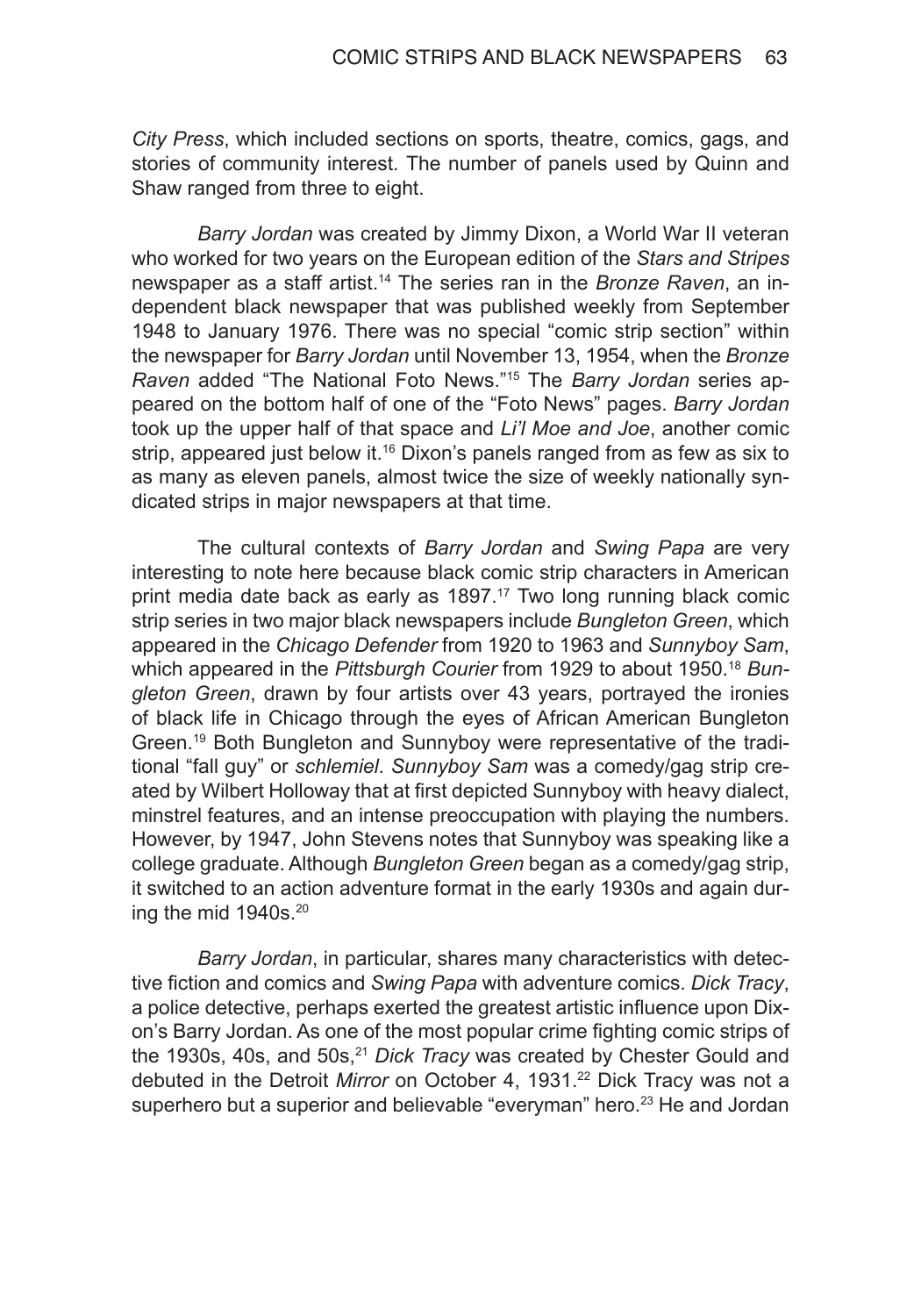*City Press*, which included sections on sports, theatre, comics, gags, and stories of community interest. The number of panels used by Quinn and Shaw ranged from three to eight.

*Barry Jordan* was created by Jimmy Dixon, a World War II veteran who worked for two years on the European edition of the *Stars and Stripes* newspaper as a staff artist.[14] The series ran in the *Bronze Raven*, an independent black newspaper that was published weekly from September 1948 to January 1976. There was no special "comic strip section" within the newspaper for *Barry Jordan* until November 13, 1954, when the *Bronze Raven* added "The National Foto News."[15] The *Barry Jordan* series appeared on the bottom half of one of the "Foto News" pages. *Barry Jordan* took up the upper half of that space and *Li'l Moe and Joe*, another comic strip, appeared just below it.[16] Dixon's panels ranged from as few as six to as many as eleven panels, almost twice the size of weekly nationally syndicated strips in major newspapers at that time.

The cultural contexts of *Barry Jordan* and *Swing Papa* are very interesting to note here because black comic strip characters in American print media date back as early as 1897.[17] Two long running black comic strip series in two major black newspapers include *Bungleton Green*, which appeared in the *Chicago Defender* from 1920 to 1963 and *Sunnyboy Sam*, which appeared in the *Pittsburgh Courier* from 1929 to about 1950.[18] *Bungleton Green*, drawn by four artists over 43 years, portrayed the ironies of black life in Chicago through the eyes of African American Bungleton Green.[19] Both Bungleton and Sunnyboy were representative of the traditional "fall guy" or *schlemiel*. *Sunnyboy Sam* was a comedy/gag strip created by Wilbert Holloway that at first depicted Sunnyboy with heavy dialect, minstrel features, and an intense preoccupation with playing the numbers. However, by 1947, John Stevens notes that Sunnyboy was speaking like a college graduate. Although *Bungleton Green* began as a comedy/gag strip, it switched to an action adventure format in the early 1930s and again during the mid 1940s.[20]

*Barry Jordan*, in particular, shares many characteristics with detective fiction and comics and *Swing Papa* with adventure comics. *Dick Tracy*, a police detective, perhaps exerted the greatest artistic influence upon Dixon's Barry Jordan. As one of the most popular crime fighting comic strips of the 1930s, 40s, and 50s,[21] *Dick Tracy* was created by Chester Gould and debuted in the Detroit *Mirror* on October 4, 1931.[22] Dick Tracy was not a superhero but a superior and believable "everyman" hero.[23] He and Jordan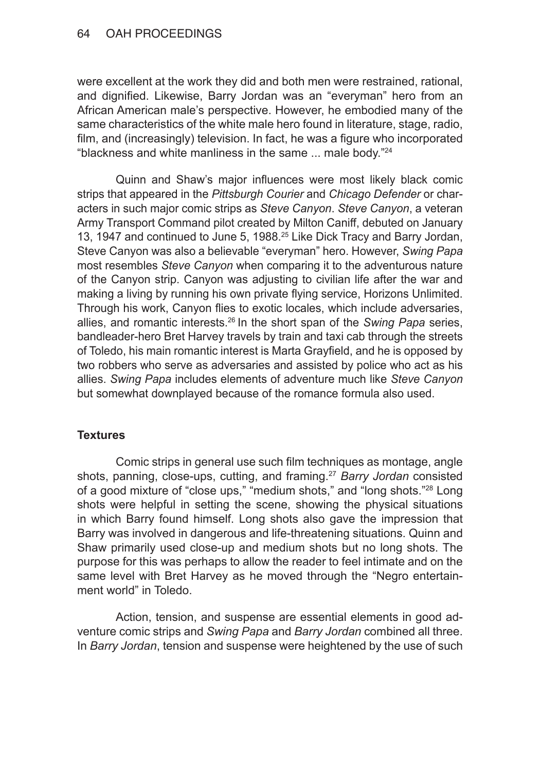were excellent at the work they did and both men were restrained, rational, and dignified. Likewise, Barry Jordan was an "everyman" hero from an African American male's perspective. However, he embodied many of the same characteristics of the white male hero found in literature, stage, radio, film, and (increasingly) television. In fact, he was a figure who incorporated "blackness and white manliness in the same ... male body."[24]

Quinn and Shaw's major influences were most likely black comic strips that appeared in the *Pittsburgh Courier* and *Chicago Defender* or characters in such major comic strips as *Steve Canyon*. *Steve Canyon*, a veteran Army Transport Command pilot created by Milton Caniff, debuted on January 13, 1947 and continued to June 5, 1988.[25] Like Dick Tracy and Barry Jordan, Steve Canyon was also a believable "everyman" hero. However, *Swing Papa* most resembles *Steve Canyon* when comparing it to the adventurous nature of the Canyon strip. Canyon was adjusting to civilian life after the war and making a living by running his own private flying service, Horizons Unlimited. Through his work, Canyon flies to exotic locales, which include adversaries, allies, and romantic interests.[26] In the short span of the *Swing Papa* series, bandleader-hero Bret Harvey travels by train and taxi cab through the streets of Toledo, his main romantic interest is Marta Grayfield, and he is opposed by two robbers who serve as adversaries and assisted by police who act as his allies. *Swing Papa* includes elements of adventure much like *Steve Canyon* but somewhat downplayed because of the romance formula also used.

**Textures**

Comic strips in general use such film techniques as montage, angle shots, panning, close-ups, cutting, and framing.[27] *Barry Jordan* consisted of a good mixture of "close ups," "medium shots," and "long shots."[28] Long shots were helpful in setting the scene, showing the physical situations in which Barry found himself. Long shots also gave the impression that Barry was involved in dangerous and life-threatening situations. Quinn and Shaw primarily used close-up and medium shots but no long shots. The purpose for this was perhaps to allow the reader to feel intimate and on the same level with Bret Harvey as he moved through the "Negro entertainment world" in Toledo.

Action, tension, and suspense are essential elements in good adventure comic strips and *Swing Papa* and *Barry Jordan* combined all three. In *Barry Jordan*, tension and suspense were heightened by the use of such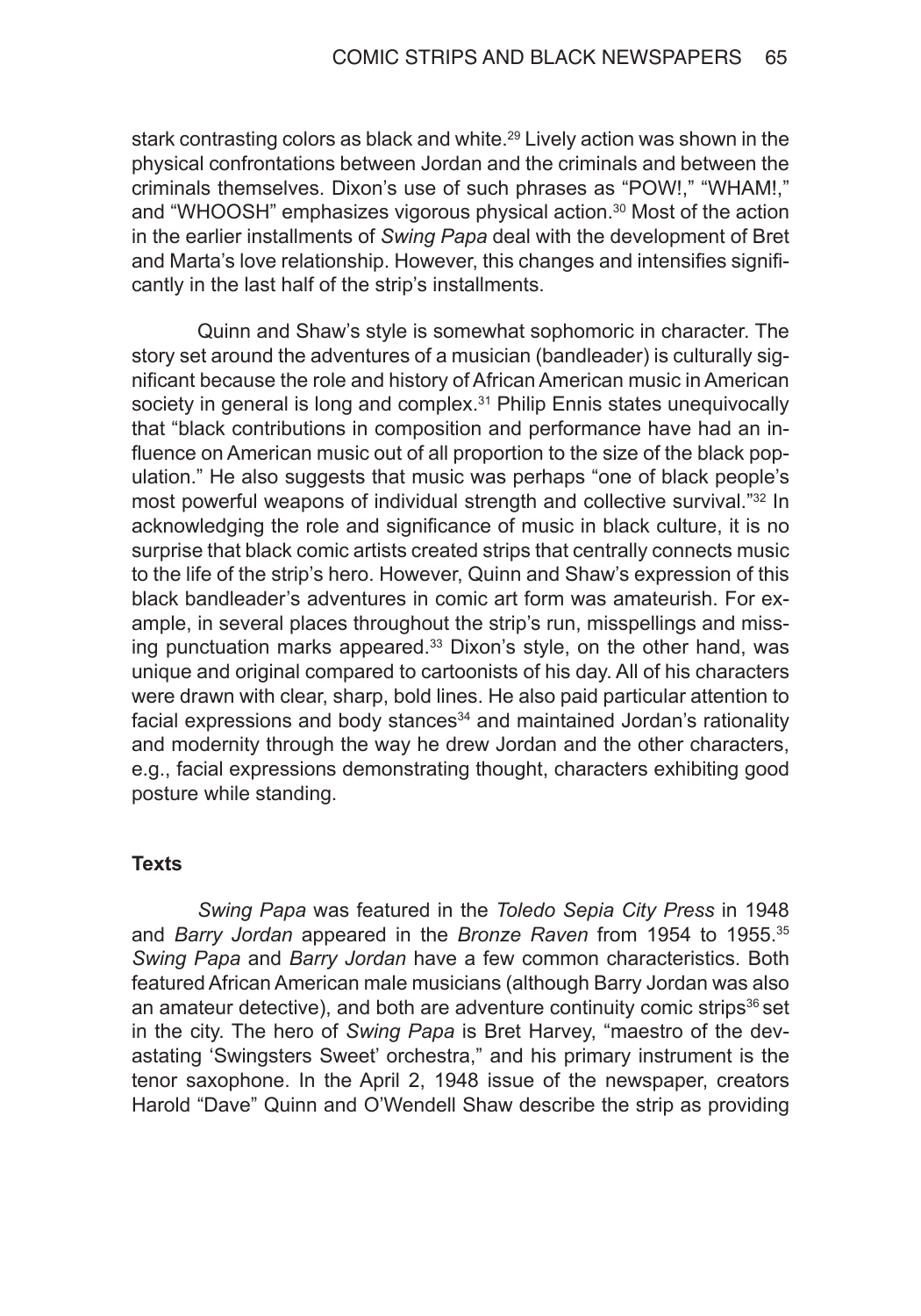stark contrasting colors as black and white.[29] Lively action was shown in the physical confrontations between Jordan and the criminals and between the criminals themselves. Dixon's use of such phrases as "POW!," "WHAM!," and "WHOOSH" emphasizes vigorous physical action.[30] Most of the action in the earlier installments of *Swing Papa* deal with the development of Bret and Marta's love relationship. However, this changes and intensifies significantly in the last half of the strip's installments.

Quinn and Shaw's style is somewhat sophomoric in character. The story set around the adventures of a musician (bandleader) is culturally significant because the role and history of African American music in American society in general is long and complex.[31] Philip Ennis states unequivocally that "black contributions in composition and performance have had an influence on American music out of all proportion to the size of the black population." He also suggests that music was perhaps "one of black people's most powerful weapons of individual strength and collective survival."[32] In acknowledging the role and significance of music in black culture, it is no surprise that black comic artists created strips that centrally connects music to the life of the strip's hero. However, Quinn and Shaw's expression of this black bandleader's adventures in comic art form was amateurish. For example, in several places throughout the strip's run, misspellings and missing punctuation marks appeared.[33] Dixon's style, on the other hand, was unique and original compared to cartoonists of his day. All of his characters were drawn with clear, sharp, bold lines. He also paid particular attention to facial expressions and body stances[34] and maintained Jordan's rationality and modernity through the way he drew Jordan and the other characters, e.g., facial expressions demonstrating thought, characters exhibiting good posture while standing.

### Texts

*Swing Papa* was featured in the *Toledo Sepia City Press* in 1948 and *Barry Jordan* appeared in the *Bronze Raven* from 1954 to 1955.[35] *Swing Papa* and *Barry Jordan* have a few common characteristics. Both featured African American male musicians (although Barry Jordan was also an amateur detective), and both are adventure continuity comic strips[36] set in the city. The hero of *Swing Papa* is Bret Harvey, "maestro of the devastating 'Swingsters Sweet' orchestra," and his primary instrument is the tenor saxophone. In the April 2, 1948 issue of the newspaper, creators Harold "Dave" Quinn and O'Wendell Shaw describe the strip as providing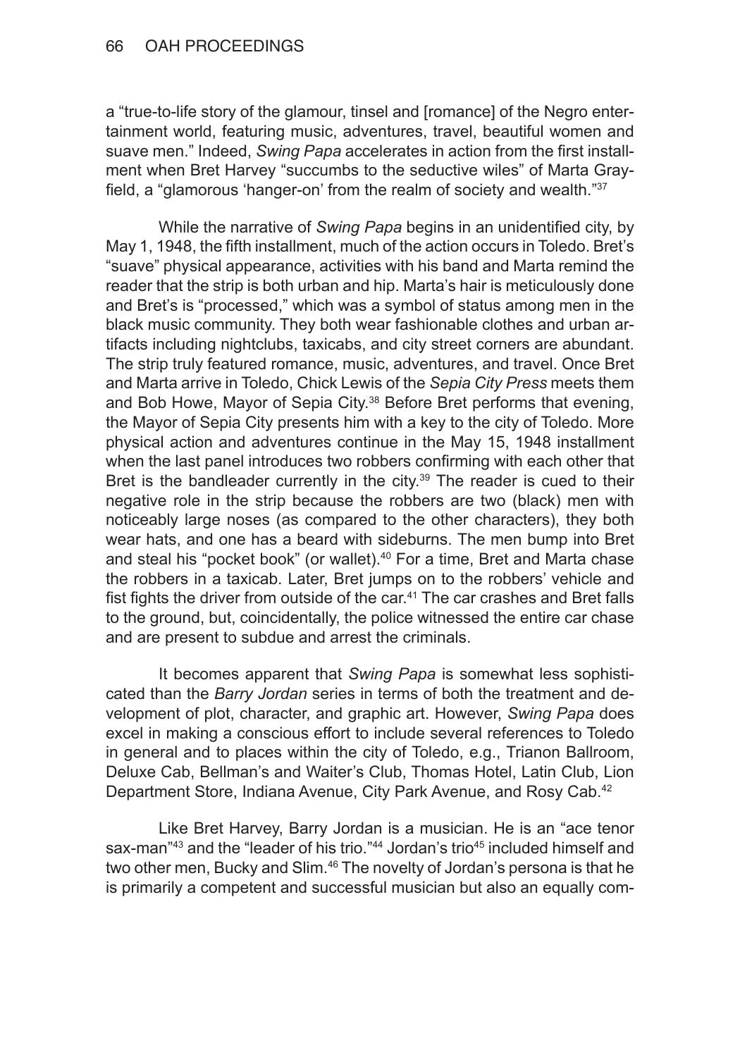a "true-to-life story of the glamour, tinsel and [romance] of the Negro entertainment world, featuring music, adventures, travel, beautiful women and suave men." Indeed, *Swing Papa* accelerates in action from the first installment when Bret Harvey "succumbs to the seductive wiles" of Marta Grayfield, a "glamorous 'hanger-on' from the realm of society and wealth."[37]

While the narrative of *Swing Papa* begins in an unidentified city, by May 1, 1948, the fifth installment, much of the action occurs in Toledo. Bret's "suave" physical appearance, activities with his band and Marta remind the reader that the strip is both urban and hip. Marta's hair is meticulously done and Bret's is "processed," which was a symbol of status among men in the black music community. They both wear fashionable clothes and urban artifacts including nightclubs, taxicabs, and city street corners are abundant. The strip truly featured romance, music, adventures, and travel. Once Bret and Marta arrive in Toledo, Chick Lewis of the *Sepia City Press* meets them and Bob Howe, Mayor of Sepia City.[38] Before Bret performs that evening, the Mayor of Sepia City presents him with a key to the city of Toledo. More physical action and adventures continue in the May 15, 1948 installment when the last panel introduces two robbers confirming with each other that Bret is the bandleader currently in the city.[39] The reader is cued to their negative role in the strip because the robbers are two (black) men with noticeably large noses (as compared to the other characters), they both wear hats, and one has a beard with sideburns. The men bump into Bret and steal his "pocket book" (or wallet).[40] For a time, Bret and Marta chase the robbers in a taxicab. Later, Bret jumps on to the robbers' vehicle and fist fights the driver from outside of the car.[41] The car crashes and Bret falls to the ground, but, coincidentally, the police witnessed the entire car chase and are present to subdue and arrest the criminals.

It becomes apparent that *Swing Papa* is somewhat less sophisticated than the *Barry Jordan* series in terms of both the treatment and development of plot, character, and graphic art. However, *Swing Papa* does excel in making a conscious effort to include several references to Toledo in general and to places within the city of Toledo, e.g., Trianon Ballroom, Deluxe Cab, Bellman's and Waiter's Club, Thomas Hotel, Latin Club, Lion Department Store, Indiana Avenue, City Park Avenue, and Rosy Cab.[42]

Like Bret Harvey, Barry Jordan is a musician. He is an "ace tenor sax-man"[43] and the "leader of his trio."[44] Jordan's trio[45] included himself and two other men, Bucky and Slim.[46] The novelty of Jordan's persona is that he is primarily a competent and successful musician but also an equally com-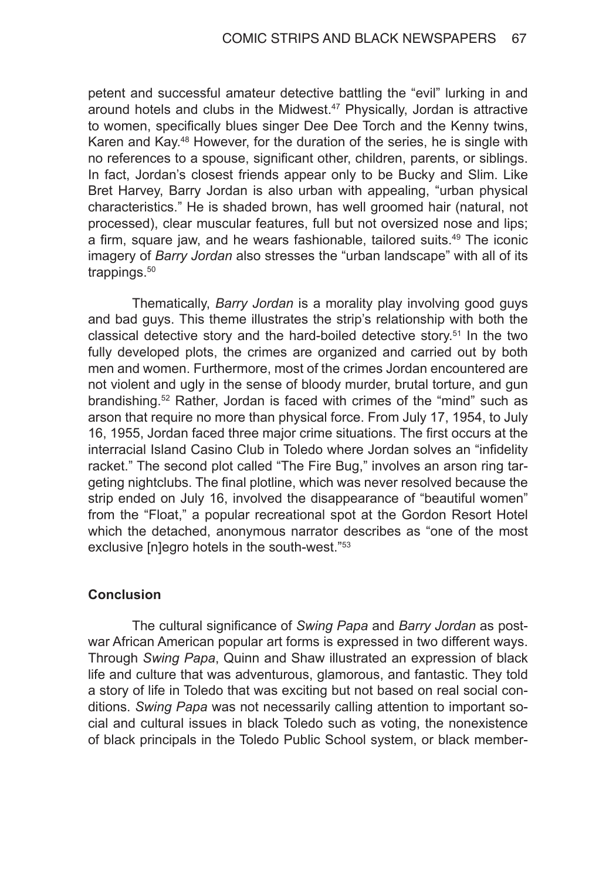petent and successful amateur detective battling the "evil" lurking in and around hotels and clubs in the Midwest.[47] Physically, Jordan is attractive to women, specifically blues singer Dee Dee Torch and the Kenny twins, Karen and Kay.[48] However, for the duration of the series, he is single with no references to a spouse, significant other, children, parents, or siblings. In fact, Jordan's closest friends appear only to be Bucky and Slim. Like Bret Harvey, Barry Jordan is also urban with appealing, "urban physical characteristics." He is shaded brown, has well groomed hair (natural, not processed), clear muscular features, full but not oversized nose and lips; a firm, square jaw, and he wears fashionable, tailored suits.[49] The iconic imagery of *Barry Jordan* also stresses the "urban landscape" with all of its trappings.[50]

Thematically, *Barry Jordan* is a morality play involving good guys and bad guys. This theme illustrates the strip's relationship with both the classical detective story and the hard-boiled detective story.[51] In the two fully developed plots, the crimes are organized and carried out by both men and women. Furthermore, most of the crimes Jordan encountered are not violent and ugly in the sense of bloody murder, brutal torture, and gun brandishing.[52] Rather, Jordan is faced with crimes of the "mind" such as arson that require no more than physical force. From July 17, 1954, to July 16, 1955, Jordan faced three major crime situations. The first occurs at the interracial Island Casino Club in Toledo where Jordan solves an "infidelity racket." The second plot called "The Fire Bug," involves an arson ring targeting nightclubs. The final plotline, which was never resolved because the strip ended on July 16, involved the disappearance of "beautiful women" from the "Float," a popular recreational spot at the Gordon Resort Hotel which the detached, anonymous narrator describes as "one of the most exclusive [n]egro hotels in the south-west."[53]

## Conclusion

The cultural significance of *Swing Papa* and *Barry Jordan* as postwar African American popular art forms is expressed in two different ways. Through *Swing Papa*, Quinn and Shaw illustrated an expression of black life and culture that was adventurous, glamorous, and fantastic. They told a story of life in Toledo that was exciting but not based on real social conditions. *Swing Papa* was not necessarily calling attention to important social and cultural issues in black Toledo such as voting, the nonexistence of black principals in the Toledo Public School system, or black member-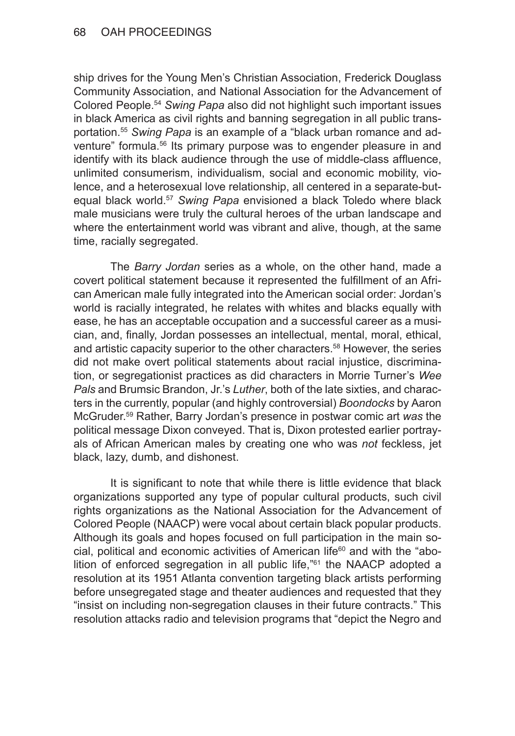ship drives for the Young Men's Christian Association, Frederick Douglass Community Association, and National Association for the Advancement of Colored People.[54] *Swing Papa* also did not highlight such important issues in black America as civil rights and banning segregation in all public transportation.[55] *Swing Papa* is an example of a "black urban romance and adventure" formula.[56] Its primary purpose was to engender pleasure in and identify with its black audience through the use of middle-class affluence, unlimited consumerism, individualism, social and economic mobility, violence, and a heterosexual love relationship, all centered in a separate-but-equal black world.[57] *Swing Papa* envisioned a black Toledo where black male musicians were truly the cultural heroes of the urban landscape and where the entertainment world was vibrant and alive, though, at the same time, racially segregated.

The *Barry Jordan* series as a whole, on the other hand, made a covert political statement because it represented the fulfillment of an African American male fully integrated into the American social order: Jordan's world is racially integrated, he relates with whites and blacks equally with ease, he has an acceptable occupation and a successful career as a musician, and, finally, Jordan possesses an intellectual, mental, moral, ethical, and artistic capacity superior to the other characters.[58] However, the series did not make overt political statements about racial injustice, discrimination, or segregationist practices as did characters in Morrie Turner's *Wee Pals* and Brumsic Brandon, Jr.'s *Luther*, both of the late sixties, and characters in the currently, popular (and highly controversial) *Boondocks* by Aaron McGruder.[59] Rather, Barry Jordan's presence in postwar comic art *was* the political message Dixon conveyed. That is, Dixon protested earlier portrayals of African American males by creating one who was *not* feckless, jet black, lazy, dumb, and dishonest.

It is significant to note that while there is little evidence that black organizations supported any type of popular cultural products, such civil rights organizations as the National Association for the Advancement of Colored People (NAACP) were vocal about certain black popular products. Although its goals and hopes focused on full participation in the main social, political and economic activities of American life[60] and with the "abolition of enforced segregation in all public life,"[61] the NAACP adopted a resolution at its 1951 Atlanta convention targeting black artists performing before unsegregated stage and theater audiences and requested that they "insist on including non-segregation clauses in their future contracts." This resolution attacks radio and television programs that "depict the Negro and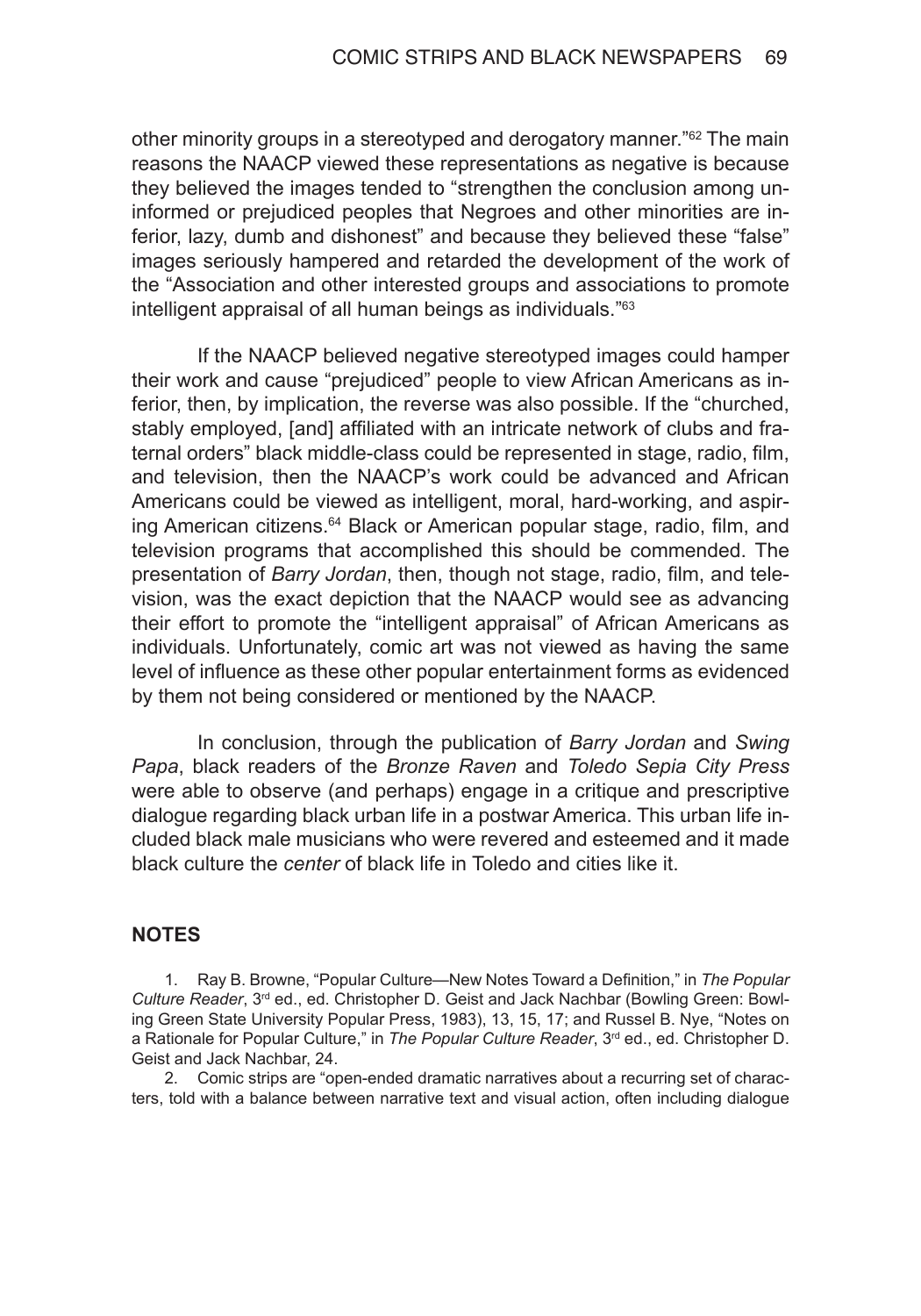other minority groups in a stereotyped and derogatory manner."[62] The main reasons the NAACP viewed these representations as negative is because they believed the images tended to "strengthen the conclusion among uninformed or prejudiced peoples that Negroes and other minorities are inferior, lazy, dumb and dishonest" and because they believed these "false" images seriously hampered and retarded the development of the work of the "Association and other interested groups and associations to promote intelligent appraisal of all human beings as individuals."[63]

If the NAACP believed negative stereotyped images could hamper their work and cause "prejudiced" people to view African Americans as inferior, then, by implication, the reverse was also possible. If the "churched, stably employed, [and] affiliated with an intricate network of clubs and fraternal orders" black middle-class could be represented in stage, radio, film, and television, then the NAACP's work could be advanced and African Americans could be viewed as intelligent, moral, hard-working, and aspiring American citizens.[64] Black or American popular stage, radio, film, and television programs that accomplished this should be commended. The presentation of *Barry Jordan*, then, though not stage, radio, film, and television, was the exact depiction that the NAACP would see as advancing their effort to promote the "intelligent appraisal" of African Americans as individuals. Unfortunately, comic art was not viewed as having the same level of influence as these other popular entertainment forms as evidenced by them not being considered or mentioned by the NAACP.

In conclusion, through the publication of *Barry Jordan* and *Swing Papa*, black readers of the *Bronze Raven* and *Toledo Sepia City Press* were able to observe (and perhaps) engage in a critique and prescriptive dialogue regarding black urban life in a postwar America. This urban life included black male musicians who were revered and esteemed and it made black culture the *center* of black life in Toledo and cities like it.

## NOTES

1. Ray B. Browne, "Popular Culture—New Notes Toward a Definition," in *The Popular Culture Reader*, 3rd ed., ed. Christopher D. Geist and Jack Nachbar (Bowling Green: Bowling Green State University Popular Press, 1983), 13, 15, 17; and Russel B. Nye, "Notes on a Rationale for Popular Culture," in *The Popular Culture Reader*, 3rd ed., ed. Christopher D. Geist and Jack Nachbar, 24.

2. Comic strips are "open-ended dramatic narratives about a recurring set of characters, told with a balance between narrative text and visual action, often including dialogue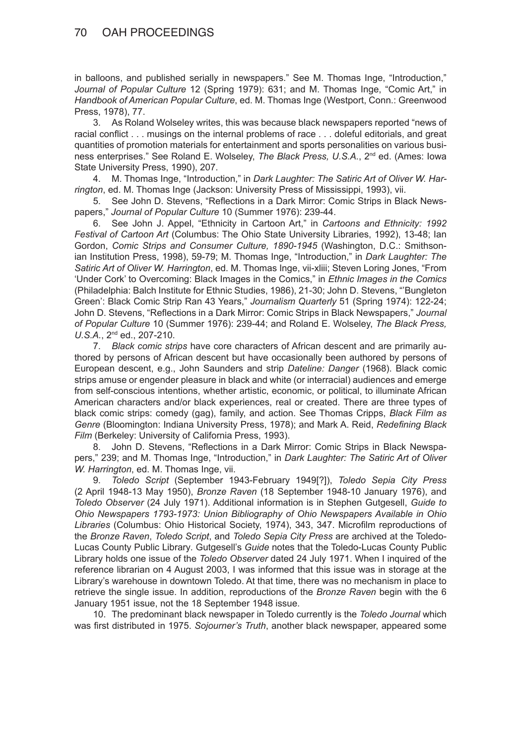in balloons, and published serially in newspapers." See M. Thomas Inge, "Introduction," *Journal of Popular Culture* 12 (Spring 1979): 631; and M. Thomas Inge, "Comic Art," in *Handbook of American Popular Culture*, ed. M. Thomas Inge (Westport, Conn.: Greenwood Press, 1978), 77.

3. As Roland Wolseley writes, this was because black newspapers reported "news of racial conflict . . . musings on the internal problems of race . . . doleful editorials, and great quantities of promotion materials for entertainment and sports personalities on various business enterprises." See Roland E. Wolseley, *The Black Press, U.S.A.*, 2nd ed. (Ames: Iowa State University Press, 1990), 207.

4. M. Thomas Inge, "Introduction," in *Dark Laughter: The Satiric Art of Oliver W. Harrington*, ed. M. Thomas Inge (Jackson: University Press of Mississippi, 1993), vii.

5. See John D. Stevens, "Reflections in a Dark Mirror: Comic Strips in Black Newspapers," *Journal of Popular Culture* 10 (Summer 1976): 239-44.

6. See John J. Appel, "Ethnicity in Cartoon Art," in *Cartoons and Ethnicity: 1992 Festival of Cartoon Art* (Columbus: The Ohio State University Libraries, 1992), 13-48; Ian Gordon, *Comic Strips and Consumer Culture, 1890-1945* (Washington, D.C.: Smithsonian Institution Press, 1998), 59-79; M. Thomas Inge, "Introduction," in *Dark Laughter: The Satiric Art of Oliver W. Harrington*, ed. M. Thomas Inge, vii-xliii; Steven Loring Jones, "From 'Under Cork' to Overcoming: Black Images in the Comics," in *Ethnic Images in the Comics* (Philadelphia: Balch Institute for Ethnic Studies, 1986), 21-30; John D. Stevens, "'Bungleton Green': Black Comic Strip Ran 43 Years," *Journalism Quarterly* 51 (Spring 1974): 122-24; John D. Stevens, "Reflections in a Dark Mirror: Comic Strips in Black Newspapers," *Journal of Popular Culture* 10 (Summer 1976): 239-44; and Roland E. Wolseley, *The Black Press, U.S.A.*, 2nd ed., 207-210.

7. *Black comic strips* have core characters of African descent and are primarily authored by persons of African descent but have occasionally been authored by persons of European descent, e.g., John Saunders and strip *Dateline: Danger* (1968). Black comic strips amuse or engender pleasure in black and white (or interracial) audiences and emerge from self-conscious intentions, whether artistic, economic, or political, to illuminate African American characters and/or black experiences, real or created. There are three types of black comic strips: comedy (gag), family, and action. See Thomas Cripps, *Black Film as Genre* (Bloomington: Indiana University Press, 1978); and Mark A. Reid, *Redefining Black Film* (Berkeley: University of California Press, 1993).

8. John D. Stevens, "Reflections in a Dark Mirror: Comic Strips in Black Newspapers," 239; and M. Thomas Inge, "Introduction," in *Dark Laughter: The Satiric Art of Oliver W. Harrington*, ed. M. Thomas Inge, vii.

9. *Toledo Script* (September 1943-February 1949[?]), *Toledo Sepia City Press* (2 April 1948-13 May 1950), *Bronze Raven* (18 September 1948-10 January 1976), and *Toledo Observer* (24 July 1971). Additional information is in Stephen Gutgesell, *Guide to Ohio Newspapers 1793-1973: Union Bibliography of Ohio Newspapers Available in Ohio Libraries* (Columbus: Ohio Historical Society, 1974), 343, 347. Microfilm reproductions of the *Bronze Raven*, *Toledo Script*, and *Toledo Sepia City Press* are archived at the Toledo-Lucas County Public Library. Gutgesell's *Guide* notes that the Toledo-Lucas County Public Library holds one issue of the *Toledo Observer* dated 24 July 1971. When I inquired of the reference librarian on 4 August 2003, I was informed that this issue was in storage at the Library's warehouse in downtown Toledo. At that time, there was no mechanism in place to retrieve the single issue. In addition, reproductions of the *Bronze Raven* begin with the 6 January 1951 issue, not the 18 September 1948 issue.

10. The predominant black newspaper in Toledo currently is the *Toledo Journal* which was first distributed in 1975. *Sojourner's Truth*, another black newspaper, appeared some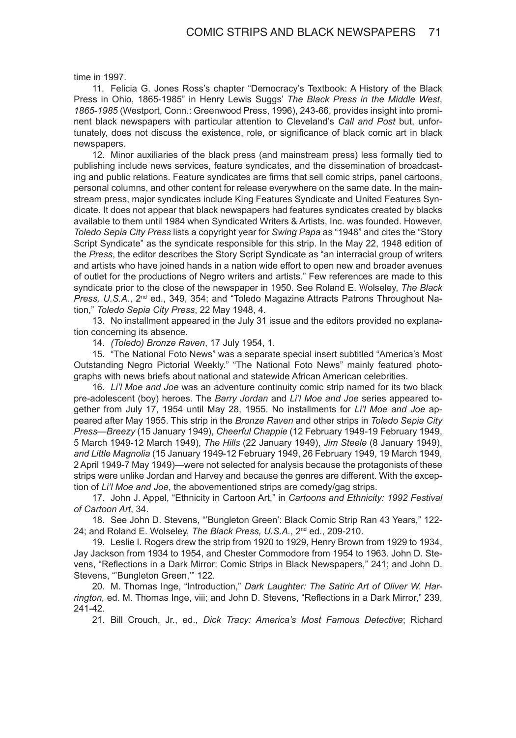time in 1997.

11. Felicia G. Jones Ross's chapter "Democracy's Textbook: A History of the Black Press in Ohio, 1865-1985" in Henry Lewis Suggs' *The Black Press in the Middle West, 1865-1985* (Westport, Conn.: Greenwood Press, 1996), 243-66, provides insight into prominent black newspapers with particular attention to Cleveland's *Call and Post* but, unfortunately, does not discuss the existence, role, or significance of black comic art in black newspapers.

12. Minor auxiliaries of the black press (and mainstream press) less formally tied to publishing include news services, feature syndicates, and the dissemination of broadcasting and public relations. Feature syndicates are firms that sell comic strips, panel cartoons, personal columns, and other content for release everywhere on the same date. In the mainstream press, major syndicates include King Features Syndicate and United Features Syndicate. It does not appear that black newspapers had features syndicates created by blacks available to them until 1984 when Syndicated Writers & Artists, Inc. was founded. However, *Toledo Sepia City Press* lists a copyright year for *Swing Papa* as "1948" and cites the "Story Script Syndicate" as the syndicate responsible for this strip. In the May 22, 1948 edition of the *Press*, the editor describes the Story Script Syndicate as "an interracial group of writers and artists who have joined hands in a nation wide effort to open new and broader avenues of outlet for the productions of Negro writers and artists." Few references are made to this syndicate prior to the close of the newspaper in 1950. See Roland E. Wolseley, *The Black Press, U.S.A.*, 2nd ed., 349, 354; and "Toledo Magazine Attracts Patrons Throughout Nation," *Toledo Sepia City Press*, 22 May 1948, 4.

13. No installment appeared in the July 31 issue and the editors provided no explanation concerning its absence.

14. *(Toledo) Bronze Raven*, 17 July 1954, 1.

15. "The National Foto News" was a separate special insert subtitled "America's Most Outstanding Negro Pictorial Weekly." "The National Foto News" mainly featured photographs with news briefs about national and statewide African American celebrities.

16. *Li'l Moe and Joe* was an adventure continuity comic strip named for its two black pre-adolescent (boy) heroes. The *Barry Jordan* and *Li'l Moe and Joe* series appeared together from July 17, 1954 until May 28, 1955. No installments for *Li'l Moe and Joe* appeared after May 1955. This strip in the *Bronze Raven* and other strips in *Toledo Sepia City Press*—*Breezy* (15 January 1949), *Cheerful Chappie* (12 February 1949-19 February 1949, 5 March 1949-12 March 1949), *The Hills* (22 January 1949), *Jim Steele* (8 January 1949), *and Little Magnolia* (15 January 1949-12 February 1949, 26 February 1949, 19 March 1949, 2 April 1949-7 May 1949)—were not selected for analysis because the protagonists of these strips were unlike Jordan and Harvey and because the genres are different. With the exception of *Li'l Moe and Joe*, the abovementioned strips are comedy/gag strips.

17. John J. Appel, "Ethnicity in Cartoon Art," in *Cartoons and Ethnicity: 1992 Festival of Cartoon Art*, 34.

18. See John D. Stevens, "'Bungleton Green': Black Comic Strip Ran 43 Years," 122-24; and Roland E. Wolseley, *The Black Press, U.S.A.*, 2nd ed., 209-210.

19. Leslie I. Rogers drew the strip from 1920 to 1929, Henry Brown from 1929 to 1934, Jay Jackson from 1934 to 1954, and Chester Commodore from 1954 to 1963. John D. Stevens, "Reflections in a Dark Mirror: Comic Strips in Black Newspapers," 241; and John D. Stevens, "'Bungleton Green,'" 122.

20. M. Thomas Inge, "Introduction," *Dark Laughter: The Satiric Art of Oliver W. Harrington,* ed. M. Thomas Inge, viii; and John D. Stevens, "Reflections in a Dark Mirror," 239, 241-42.

21. Bill Crouch, Jr., ed., *Dick Tracy: America's Most Famous Detective*; Richard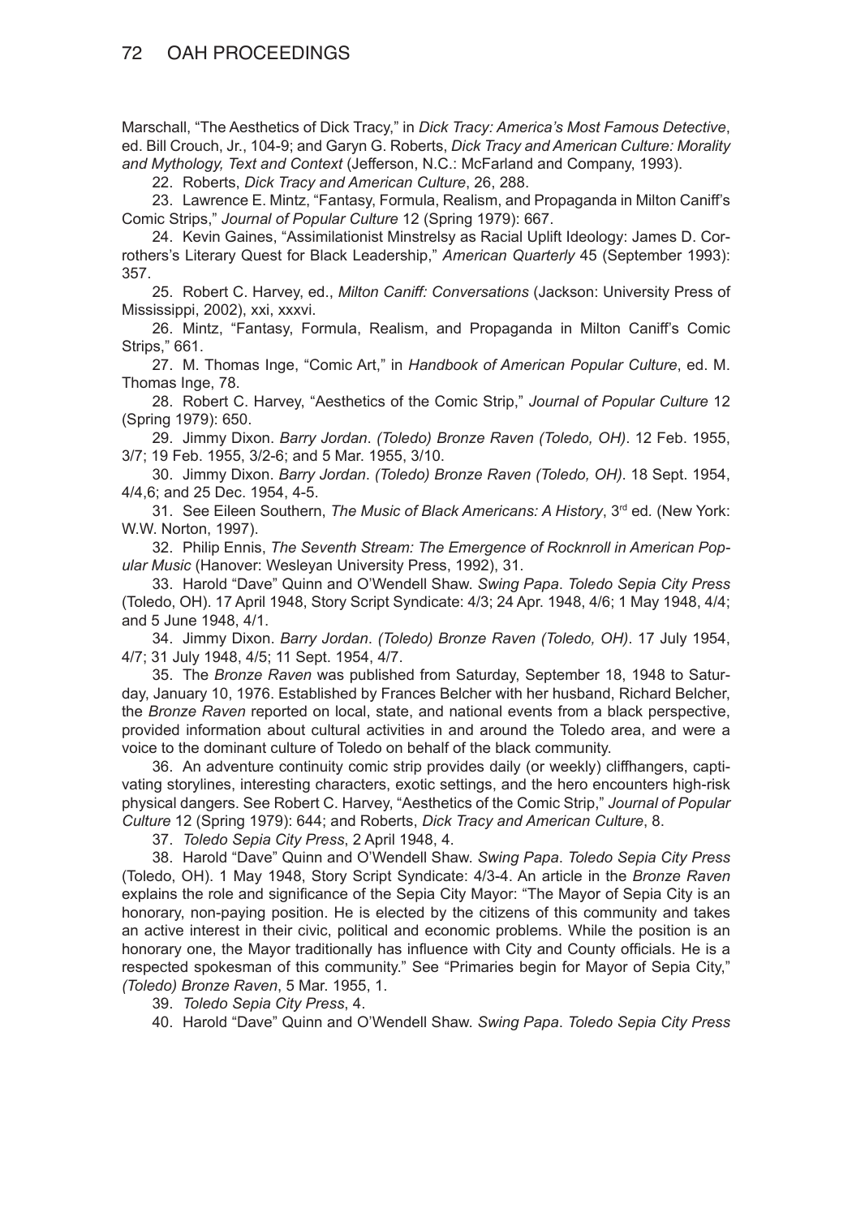Marschall, "The Aesthetics of Dick Tracy," in *Dick Tracy: America's Most Famous Detective*, ed. Bill Crouch, Jr., 104-9; and Garyn G. Roberts, *Dick Tracy and American Culture: Morality and Mythology, Text and Context* (Jefferson, N.C.: McFarland and Company, 1993).

22. Roberts, *Dick Tracy and American Culture*, 26, 288.

23. Lawrence E. Mintz, "Fantasy, Formula, Realism, and Propaganda in Milton Caniff's Comic Strips," *Journal of Popular Culture* 12 (Spring 1979): 667.

24. Kevin Gaines, "Assimilationist Minstrelsy as Racial Uplift Ideology: James D. Corrothers's Literary Quest for Black Leadership," *American Quarterly* 45 (September 1993): 357.

25. Robert C. Harvey, ed., *Milton Caniff: Conversations* (Jackson: University Press of Mississippi, 2002), xxi, xxxvi.

26. Mintz, "Fantasy, Formula, Realism, and Propaganda in Milton Caniff's Comic Strips," 661.

27. M. Thomas Inge, "Comic Art," in *Handbook of American Popular Culture*, ed. M. Thomas Inge, 78.

28. Robert C. Harvey, "Aesthetics of the Comic Strip," *Journal of Popular Culture* 12 (Spring 1979): 650.

29. Jimmy Dixon. *Barry Jordan*. *(Toledo) Bronze Raven (Toledo, OH)*. 12 Feb. 1955, 3/7; 19 Feb. 1955, 3/2-6; and 5 Mar. 1955, 3/10.

30. Jimmy Dixon. *Barry Jordan*. *(Toledo) Bronze Raven (Toledo, OH)*. 18 Sept. 1954, 4/4,6; and 25 Dec. 1954, 4-5.

31. See Eileen Southern, *The Music of Black Americans: A History*, 3rd ed. (New York: W.W. Norton, 1997).

32. Philip Ennis, *The Seventh Stream: The Emergence of Rocknroll in American Popular Music* (Hanover: Wesleyan University Press, 1992), 31.

33. Harold "Dave" Quinn and O'Wendell Shaw. *Swing Papa*. *Toledo Sepia City Press* (Toledo, OH). 17 April 1948, Story Script Syndicate: 4/3; 24 Apr. 1948, 4/6; 1 May 1948, 4/4; and 5 June 1948, 4/1.

34. Jimmy Dixon. *Barry Jordan*. *(Toledo) Bronze Raven (Toledo, OH)*. 17 July 1954, 4/7; 31 July 1948, 4/5; 11 Sept. 1954, 4/7.

35. The *Bronze Raven* was published from Saturday, September 18, 1948 to Saturday, January 10, 1976. Established by Frances Belcher with her husband, Richard Belcher, the *Bronze Raven* reported on local, state, and national events from a black perspective, provided information about cultural activities in and around the Toledo area, and were a voice to the dominant culture of Toledo on behalf of the black community.

36. An adventure continuity comic strip provides daily (or weekly) cliffhangers, captivating storylines, interesting characters, exotic settings, and the hero encounters high-risk physical dangers. See Robert C. Harvey, "Aesthetics of the Comic Strip," *Journal of Popular Culture* 12 (Spring 1979): 644; and Roberts, *Dick Tracy and American Culture*, 8.

37. *Toledo Sepia City Press*, 2 April 1948, 4.

38. Harold "Dave" Quinn and O'Wendell Shaw. *Swing Papa*. *Toledo Sepia City Press* (Toledo, OH). 1 May 1948, Story Script Syndicate: 4/3-4. An article in the *Bronze Raven* explains the role and significance of the Sepia City Mayor: "The Mayor of Sepia City is an honorary, non-paying position. He is elected by the citizens of this community and takes an active interest in their civic, political and economic problems. While the position is an honorary one, the Mayor traditionally has influence with City and County officials. He is a respected spokesman of this community." See "Primaries begin for Mayor of Sepia City," *(Toledo) Bronze Raven*, 5 Mar. 1955, 1.

39. *Toledo Sepia City Press*, 4.

40. Harold "Dave" Quinn and O'Wendell Shaw. *Swing Papa*. *Toledo Sepia City Press*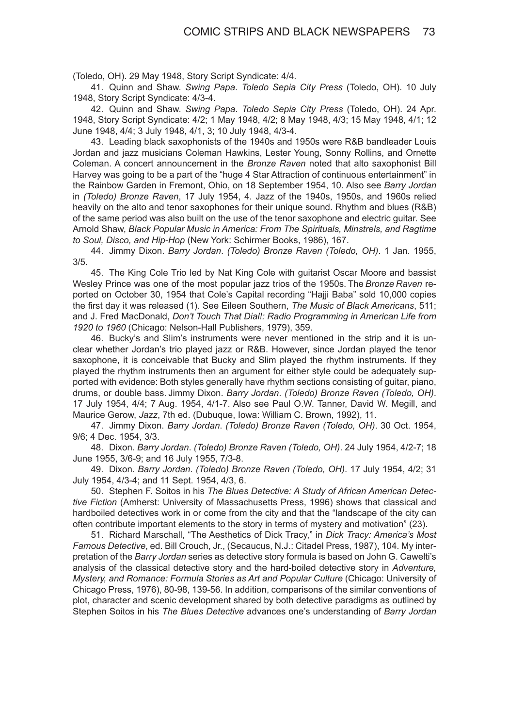(Toledo, OH). 29 May 1948, Story Script Syndicate: 4/4.

41. Quinn and Shaw. *Swing Papa*. *Toledo Sepia City Press* (Toledo, OH). 10 July 1948, Story Script Syndicate: 4/3-4.

42. Quinn and Shaw. *Swing Papa*. *Toledo Sepia City Press* (Toledo, OH). 24 Apr. 1948, Story Script Syndicate: 4/2; 1 May 1948, 4/2; 8 May 1948, 4/3; 15 May 1948, 4/1; 12 June 1948, 4/4; 3 July 1948, 4/1, 3; 10 July 1948, 4/3-4.

43. Leading black saxophonists of the 1940s and 1950s were R&B bandleader Louis Jordan and jazz musicians Coleman Hawkins, Lester Young, Sonny Rollins, and Ornette Coleman. A concert announcement in the *Bronze Raven* noted that alto saxophonist Bill Harvey was going to be a part of the "huge 4 Star Attraction of continuous entertainment" in the Rainbow Garden in Fremont, Ohio, on 18 September 1954, 10. Also see *Barry Jordan* in *(Toledo) Bronze Raven*, 17 July 1954, 4. Jazz of the 1940s, 1950s, and 1960s relied heavily on the alto and tenor saxophones for their unique sound. Rhythm and blues (R&B) of the same period was also built on the use of the tenor saxophone and electric guitar. See Arnold Shaw, *Black Popular Music in America: From The Spirituals, Minstrels, and Ragtime to Soul, Disco, and Hip-Hop* (New York: Schirmer Books, 1986), 167.

44. Jimmy Dixon. *Barry Jordan*. *(Toledo) Bronze Raven (Toledo, OH)*. 1 Jan. 1955, 3/5.

45. The King Cole Trio led by Nat King Cole with guitarist Oscar Moore and bassist Wesley Prince was one of the most popular jazz trios of the 1950s. The *Bronze Raven* reported on October 30, 1954 that Cole's Capital recording "Hajji Baba" sold 10,000 copies the first day it was released (1). See Eileen Southern, *The Music of Black Americans*, 511; and J. Fred MacDonald, *Don't Touch That Dial!: Radio Programming in American Life from 1920 to 1960* (Chicago: Nelson-Hall Publishers, 1979), 359.

46. Bucky's and Slim's instruments were never mentioned in the strip and it is unclear whether Jordan's trio played jazz or R&B. However, since Jordan played the tenor saxophone, it is conceivable that Bucky and Slim played the rhythm instruments. If they played the rhythm instruments then an argument for either style could be adequately supported with evidence: Both styles generally have rhythm sections consisting of guitar, piano, drums, or double bass. Jimmy Dixon. *Barry Jordan*. *(Toledo) Bronze Raven (Toledo, OH)*. 17 July 1954, 4/4; 7 Aug. 1954, 4/1-7. Also see Paul O.W. Tanner, David W. Megill, and Maurice Gerow, *Jazz*, 7th ed. (Dubuque, Iowa: William C. Brown, 1992), 11.

47. Jimmy Dixon. *Barry Jordan*. *(Toledo) Bronze Raven (Toledo, OH)*. 30 Oct. 1954, 9/6; 4 Dec. 1954, 3/3.

48. Dixon. *Barry Jordan*. *(Toledo) Bronze Raven (Toledo, OH)*. 24 July 1954, 4/2-7; 18 June 1955, 3/6-9; and 16 July 1955, 7/3-8.

49. Dixon. *Barry Jordan*. *(Toledo) Bronze Raven (Toledo, OH)*. 17 July 1954, 4/2; 31 July 1954, 4/3-4; and 11 Sept. 1954, 4/3, 6.

50. Stephen F. Soitos in his *The Blues Detective: A Study of African American Detective Fiction* (Amherst: University of Massachusetts Press, 1996) shows that classical and hardboiled detectives work in or come from the city and that the "landscape of the city can often contribute important elements to the story in terms of mystery and motivation" (23).

51. Richard Marschall, "The Aesthetics of Dick Tracy," in *Dick Tracy: America's Most Famous Detective*, ed. Bill Crouch, Jr., (Secaucus, N.J.: Citadel Press, 1987), 104. My interpretation of the *Barry Jordan* series as detective story formula is based on John G. Cawelti's analysis of the classical detective story and the hard-boiled detective story in *Adventure, Mystery, and Romance: Formula Stories as Art and Popular Culture* (Chicago: University of Chicago Press, 1976), 80-98, 139-56. In addition, comparisons of the similar conventions of plot, character and scenic development shared by both detective paradigms as outlined by Stephen Soitos in his *The Blues Detective* advances one's understanding of *Barry Jordan*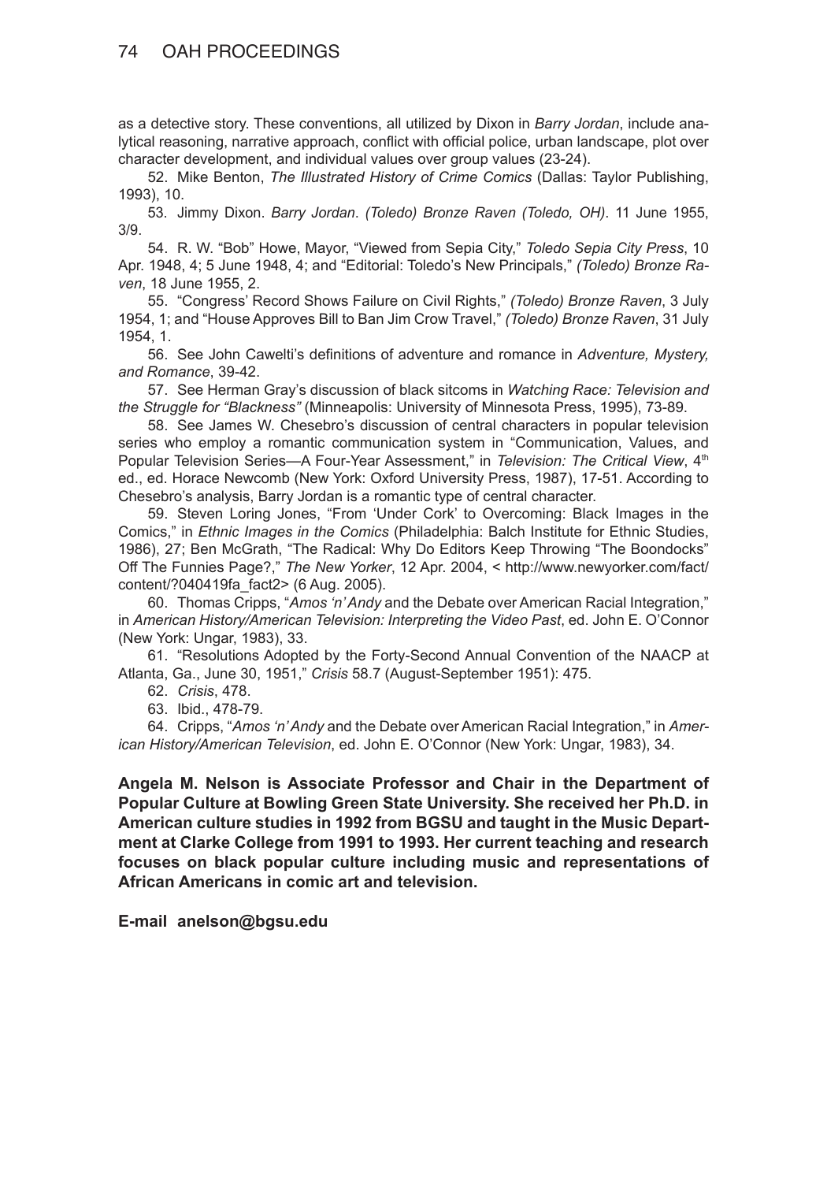as a detective story. These conventions, all utilized by Dixon in *Barry Jordan*, include analytical reasoning, narrative approach, conflict with official police, urban landscape, plot over character development, and individual values over group values (23-24).

52. Mike Benton, *The Illustrated History of Crime Comics* (Dallas: Taylor Publishing, 1993), 10.

53. Jimmy Dixon. *Barry Jordan*. *(Toledo) Bronze Raven (Toledo, OH)*. 11 June 1955, 3/9.

54. R. W. "Bob" Howe, Mayor, "Viewed from Sepia City," *Toledo Sepia City Press*, 10 Apr. 1948, 4; 5 June 1948, 4; and "Editorial: Toledo's New Principals," *(Toledo) Bronze Raven*, 18 June 1955, 2.

55. "Congress' Record Shows Failure on Civil Rights," *(Toledo) Bronze Raven*, 3 July 1954, 1; and "House Approves Bill to Ban Jim Crow Travel," *(Toledo) Bronze Raven*, 31 July 1954, 1.

56. See John Cawelti's definitions of adventure and romance in *Adventure, Mystery, and Romance*, 39-42.

57. See Herman Gray's discussion of black sitcoms in *Watching Race: Television and the Struggle for "Blackness"* (Minneapolis: University of Minnesota Press, 1995), 73-89.

58. See James W. Chesebro's discussion of central characters in popular television series who employ a romantic communication system in "Communication, Values, and Popular Television Series—A Four-Year Assessment," in *Television: The Critical View*, 4th ed., ed. Horace Newcomb (New York: Oxford University Press, 1987), 17-51. According to Chesebro's analysis, Barry Jordan is a romantic type of central character.

59. Steven Loring Jones, "From 'Under Cork' to Overcoming: Black Images in the Comics," in *Ethnic Images in the Comics* (Philadelphia: Balch Institute for Ethnic Studies, 1986), 27; Ben McGrath, "The Radical: Why Do Editors Keep Throwing "The Boondocks" Off The Funnies Page?," *The New Yorker*, 12 Apr. 2004, < http://www.newyorker.com/fact/content/?040419fa_fact2> (6 Aug. 2005).

60. Thomas Cripps, "*Amos 'n' Andy* and the Debate over American Racial Integration," in *American History/American Television: Interpreting the Video Past*, ed. John E. O'Connor (New York: Ungar, 1983), 33.

61. "Resolutions Adopted by the Forty-Second Annual Convention of the NAACP at Atlanta, Ga., June 30, 1951," *Crisis* 58.7 (August-September 1951): 475.

62. *Crisis*, 478.

63. Ibid., 478-79.

64. Cripps, "*Amos 'n' Andy* and the Debate over American Racial Integration," in *American History/American Television*, ed. John E. O'Connor (New York: Ungar, 1983), 34.

**Angela M. Nelson is Associate Professor and Chair in the Department of Popular Culture at Bowling Green State University. She received her Ph.D. in American culture studies in 1992 from BGSU and taught in the Music Department at Clarke College from 1991 to 1993. Her current teaching and research focuses on black popular culture including music and representations of African Americans in comic art and television.**

**E-mail anelson@bgsu.edu**